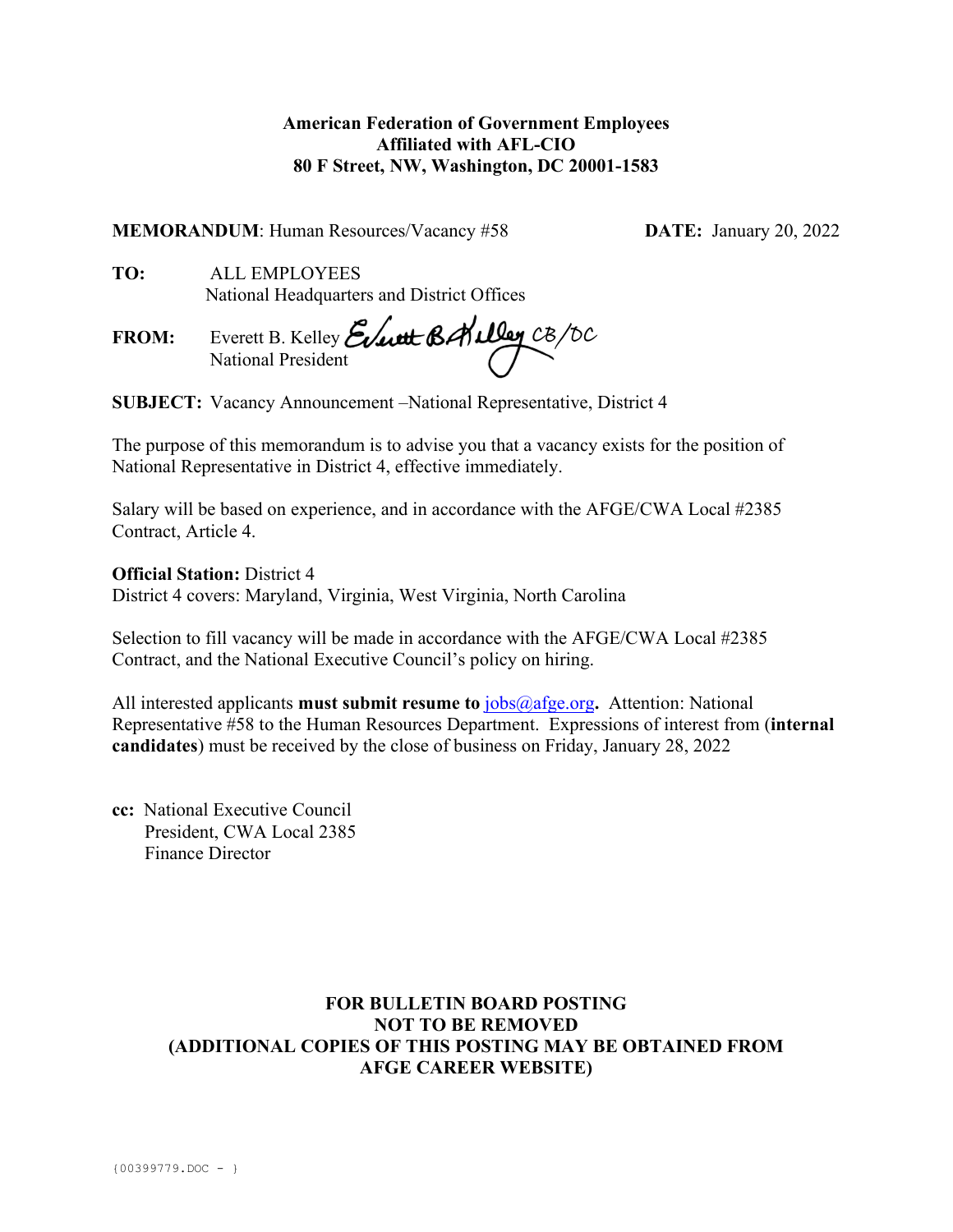**American Federation of Government Employees**
**Affiliated with AFL-CIO**
**80 F Street, NW, Washington, DC 20001-1583**

**MEMORANDUM**: Human Resources/Vacancy #58 **DATE:** January 20, 2022

**TO:** ALL EMPLOYEES
National Headquarters and District Offices

**FROM:** Everett B. Kelley Everett B. Kelley CB/DC
National President

**SUBJECT:** Vacancy Announcement –National Representative, District 4

The purpose of this memorandum is to advise you that a vacancy exists for the position of National Representative in District 4, effective immediately.

Salary will be based on experience, and in accordance with the AFGE/CWA Local #2385 Contract, Article 4.

**Official Station:** District 4
District 4 covers: Maryland, Virginia, West Virginia, North Carolina

Selection to fill vacancy will be made in accordance with the AFGE/CWA Local #2385 Contract, and the National Executive Council's policy on hiring.

All interested applicants **must submit resume to** jobs@afge.org**.** Attention: National Representative #58 to the Human Resources Department. Expressions of interest from (**internal candidates**) must be received by the close of business on Friday, January 28, 2022

**cc:** National Executive Council
President, CWA Local 2385
Finance Director

**FOR BULLETIN BOARD POSTING**
**NOT TO BE REMOVED**
**(ADDITIONAL COPIES OF THIS POSTING MAY BE OBTAINED FROM AFGE CAREER WEBSITE)**

{00399779.DOC - }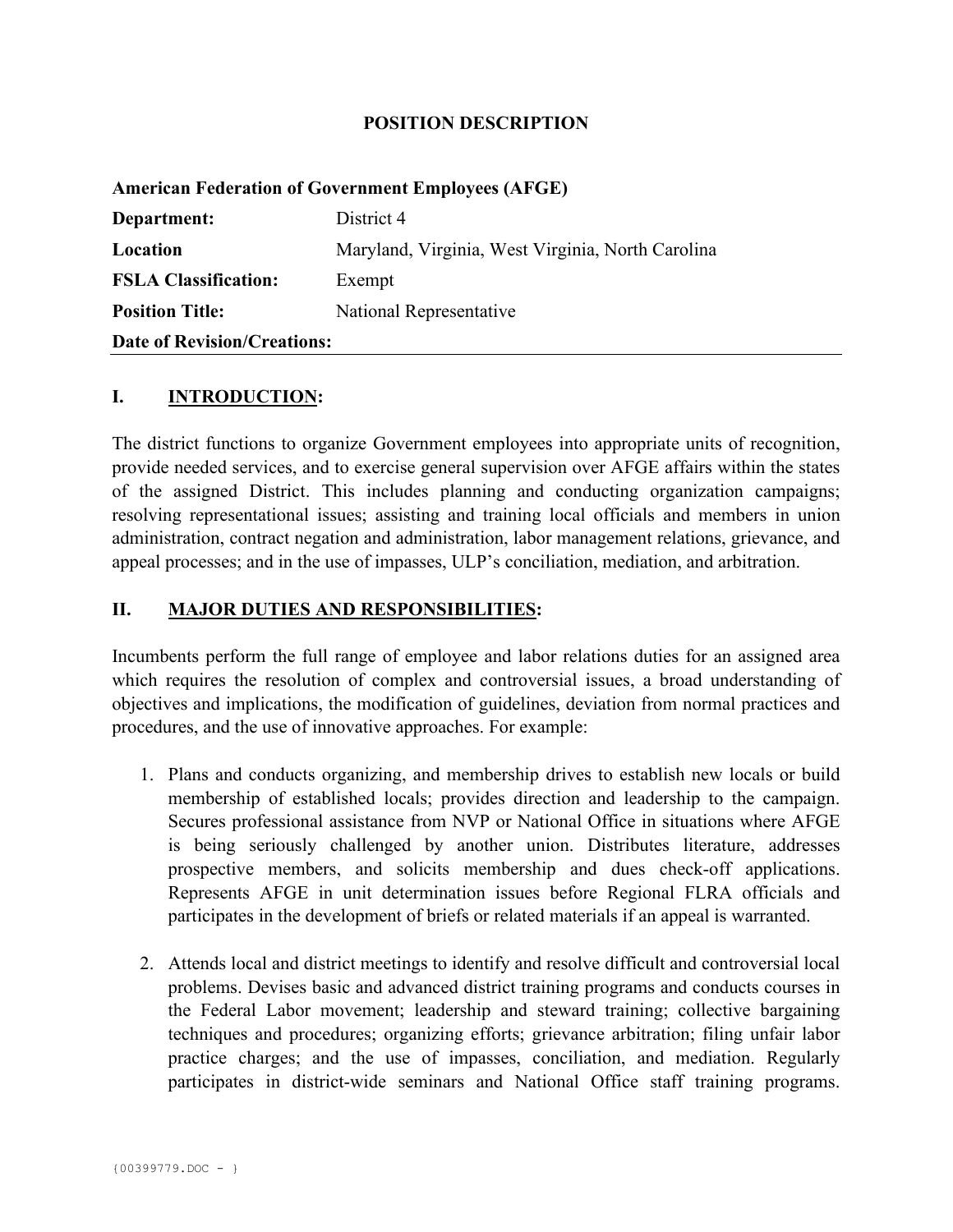## POSITION DESCRIPTION

**American Federation of Government Employees (AFGE)**

| | |
|---|---|
| **Department:** | District 4 |
| **Location** | Maryland, Virginia, West Virginia, North Carolina |
| **FSLA Classification:** | Exempt |
| **Position Title:** | National Representative |
| **Date of Revision/Creations:** | |

## I. INTRODUCTION:

The district functions to organize Government employees into appropriate units of recognition, provide needed services, and to exercise general supervision over AFGE affairs within the states of the assigned District. This includes planning and conducting organization campaigns; resolving representational issues; assisting and training local officials and members in union administration, contract negation and administration, labor management relations, grievance, and appeal processes; and in the use of impasses, ULP's conciliation, mediation, and arbitration.

## II. MAJOR DUTIES AND RESPONSIBILITIES:

Incumbents perform the full range of employee and labor relations duties for an assigned area which requires the resolution of complex and controversial issues, a broad understanding of objectives and implications, the modification of guidelines, deviation from normal practices and procedures, and the use of innovative approaches. For example:

1. Plans and conducts organizing, and membership drives to establish new locals or build membership of established locals; provides direction and leadership to the campaign. Secures professional assistance from NVP or National Office in situations where AFGE is being seriously challenged by another union. Distributes literature, addresses prospective members, and solicits membership and dues check-off applications. Represents AFGE in unit determination issues before Regional FLRA officials and participates in the development of briefs or related materials if an appeal is warranted.

2. Attends local and district meetings to identify and resolve difficult and controversial local problems. Devises basic and advanced district training programs and conducts courses in the Federal Labor movement; leadership and steward training; collective bargaining techniques and procedures; organizing efforts; grievance arbitration; filing unfair labor practice charges; and the use of impasses, conciliation, and mediation. Regularly participates in district-wide seminars and National Office staff training programs.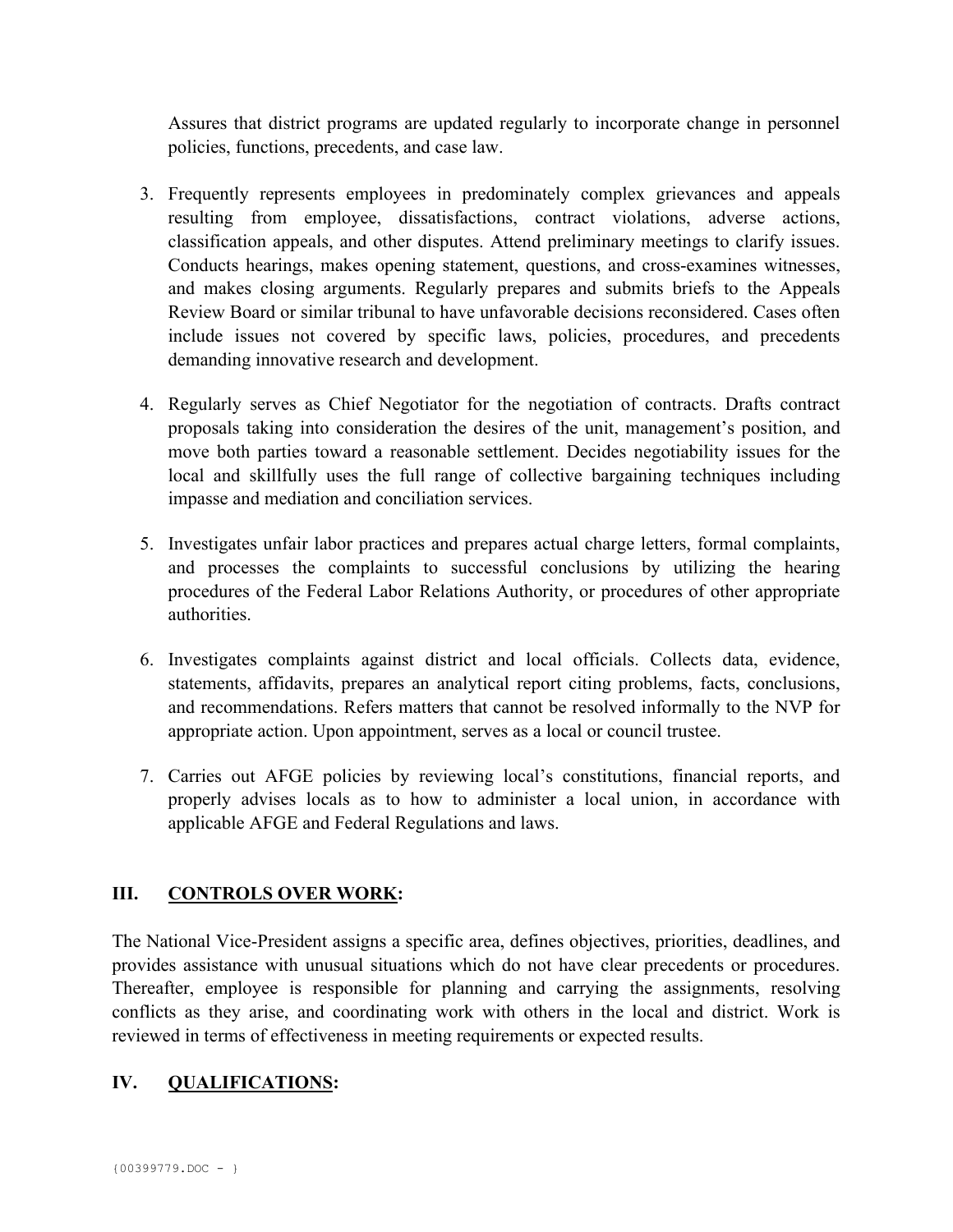Assures that district programs are updated regularly to incorporate change in personnel policies, functions, precedents, and case law.

3. Frequently represents employees in predominately complex grievances and appeals resulting from employee, dissatisfactions, contract violations, adverse actions, classification appeals, and other disputes. Attend preliminary meetings to clarify issues. Conducts hearings, makes opening statement, questions, and cross-examines witnesses, and makes closing arguments. Regularly prepares and submits briefs to the Appeals Review Board or similar tribunal to have unfavorable decisions reconsidered. Cases often include issues not covered by specific laws, policies, procedures, and precedents demanding innovative research and development.

4. Regularly serves as Chief Negotiator for the negotiation of contracts. Drafts contract proposals taking into consideration the desires of the unit, management's position, and move both parties toward a reasonable settlement. Decides negotiability issues for the local and skillfully uses the full range of collective bargaining techniques including impasse and mediation and conciliation services.

5. Investigates unfair labor practices and prepares actual charge letters, formal complaints, and processes the complaints to successful conclusions by utilizing the hearing procedures of the Federal Labor Relations Authority, or procedures of other appropriate authorities.

6. Investigates complaints against district and local officials. Collects data, evidence, statements, affidavits, prepares an analytical report citing problems, facts, conclusions, and recommendations. Refers matters that cannot be resolved informally to the NVP for appropriate action. Upon appointment, serves as a local or council trustee.

7. Carries out AFGE policies by reviewing local's constitutions, financial reports, and properly advises locals as to how to administer a local union, in accordance with applicable AFGE and Federal Regulations and laws.

## III. CONTROLS OVER WORK:

The National Vice-President assigns a specific area, defines objectives, priorities, deadlines, and provides assistance with unusual situations which do not have clear precedents or procedures. Thereafter, employee is responsible for planning and carrying the assignments, resolving conflicts as they arise, and coordinating work with others in the local and district. Work is reviewed in terms of effectiveness in meeting requirements or expected results.

## IV. QUALIFICATIONS: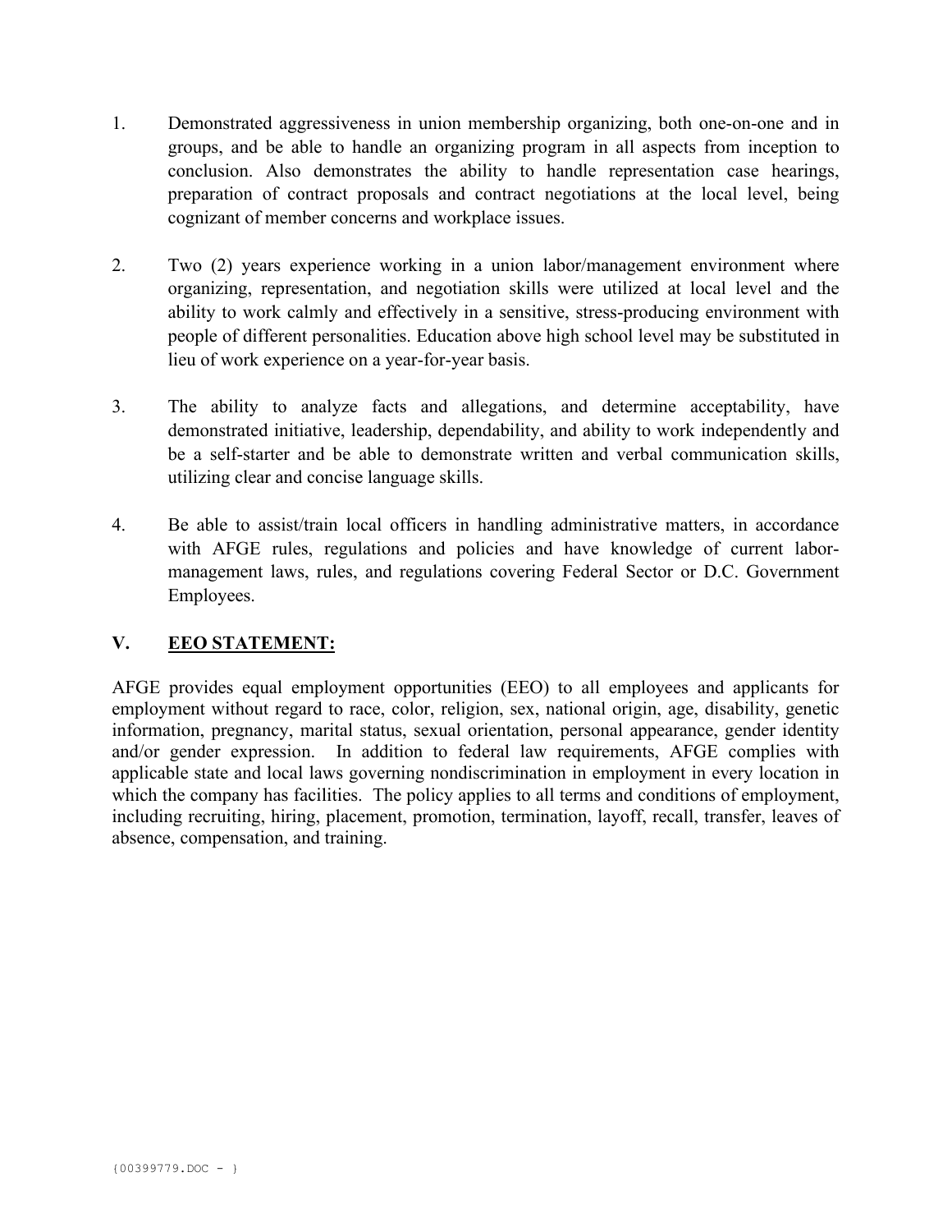1. Demonstrated aggressiveness in union membership organizing, both one-on-one and in groups, and be able to handle an organizing program in all aspects from inception to conclusion. Also demonstrates the ability to handle representation case hearings, preparation of contract proposals and contract negotiations at the local level, being cognizant of member concerns and workplace issues.

2. Two (2) years experience working in a union labor/management environment where organizing, representation, and negotiation skills were utilized at local level and the ability to work calmly and effectively in a sensitive, stress-producing environment with people of different personalities. Education above high school level may be substituted in lieu of work experience on a year-for-year basis.

3. The ability to analyze facts and allegations, and determine acceptability, have demonstrated initiative, leadership, dependability, and ability to work independently and be a self-starter and be able to demonstrate written and verbal communication skills, utilizing clear and concise language skills.

4. Be able to assist/train local officers in handling administrative matters, in accordance with AFGE rules, regulations and policies and have knowledge of current labor-management laws, rules, and regulations covering Federal Sector or D.C. Government Employees.

## V. <u>EEO STATEMENT:</u>

AFGE provides equal employment opportunities (EEO) to all employees and applicants for employment without regard to race, color, religion, sex, national origin, age, disability, genetic information, pregnancy, marital status, sexual orientation, personal appearance, gender identity and/or gender expression. In addition to federal law requirements, AFGE complies with applicable state and local laws governing nondiscrimination in employment in every location in which the company has facilities. The policy applies to all terms and conditions of employment, including recruiting, hiring, placement, promotion, termination, layoff, recall, transfer, leaves of absence, compensation, and training.